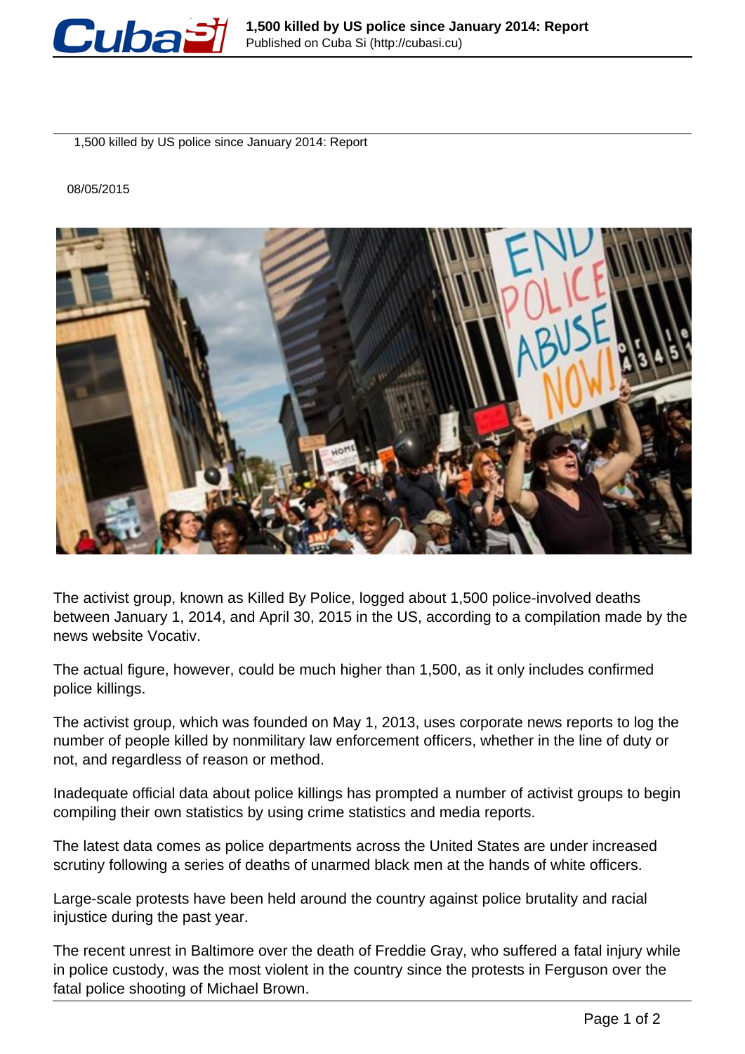# 1,500 killed by US police since January 2014: Report

08/05/2015

The activist group, known as Killed By Police, logged about 1,500 police-involved deaths between January 1, 2014, and April 30, 2015 in the US, according to a compilation made by the news website Vocativ.

The actual figure, however, could be much higher than 1,500, as it only includes confirmed police killings.

The activist group, which was founded on May 1, 2013, uses corporate news reports to log the number of people killed by nonmilitary law enforcement officers, whether in the line of duty or not, and regardless of reason or method.

Inadequate official data about police killings has prompted a number of activist groups to begin compiling their own statistics by using crime statistics and media reports.

The latest data comes as police departments across the United States are under increased scrutiny following a series of deaths of unarmed black men at the hands of white officers.

Large-scale protests have been held around the country against police brutality and racial injustice during the past year.

The recent unrest in Baltimore over the death of Freddie Gray, who suffered a fatal injury while in police custody, was the most violent in the country since the protests in Ferguson over the fatal police shooting of Michael Brown.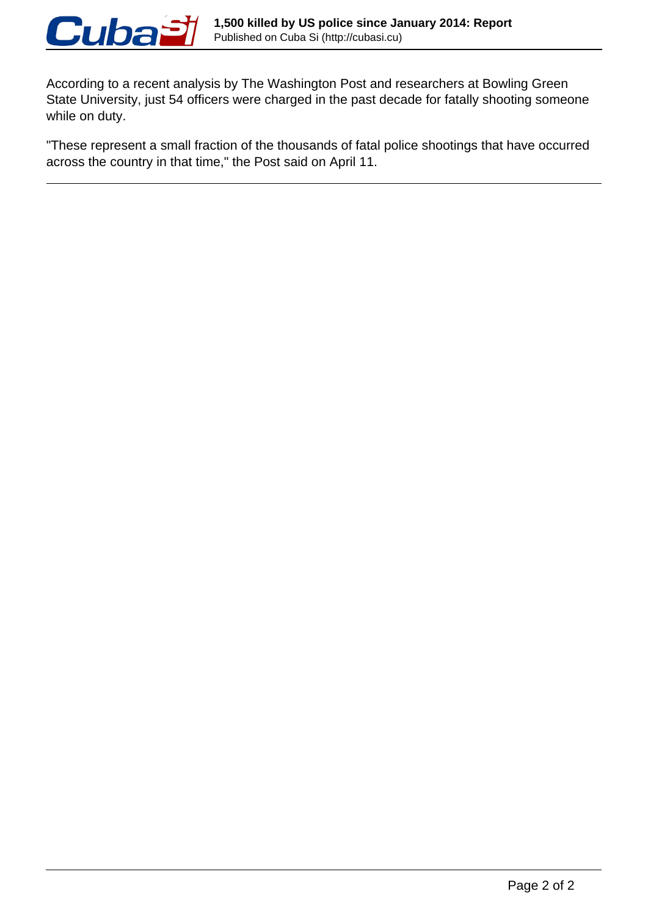According to a recent analysis by The Washington Post and researchers at Bowling Green State University, just 54 officers were charged in the past decade for fatally shooting someone while on duty.

"These represent a small fraction of the thousands of fatal police shootings that have occurred across the country in that time," the Post said on April 11.